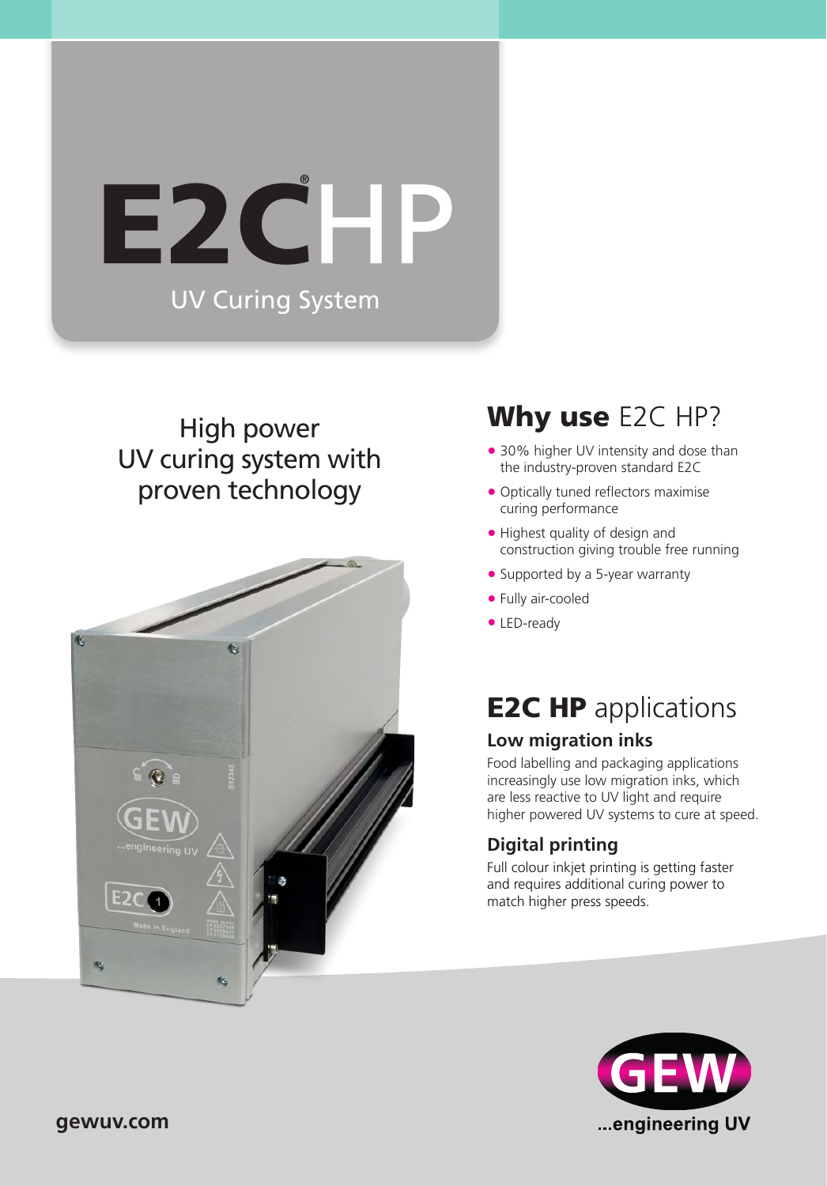# E2C® HP

## UV Curing System

High power UV curing system with proven technology

## Why use E2C HP?

- 30% higher UV intensity and dose than the industry-proven standard E2C
- Optically tuned reflectors maximise curing performance
- Highest quality of design and construction giving trouble free running
- Supported by a 5-year warranty
- Fully air-cooled
- LED-ready

## E2C HP applications

### Low migration inks

Food labelling and packaging applications increasingly use low migration inks, which are less reactive to UV light and require higher powered UV systems to cure at speed.

### Digital printing

Full colour inkjet printing is getting faster and requires additional curing power to match higher press speeds.

gewuv.com

GEW ...engineering UV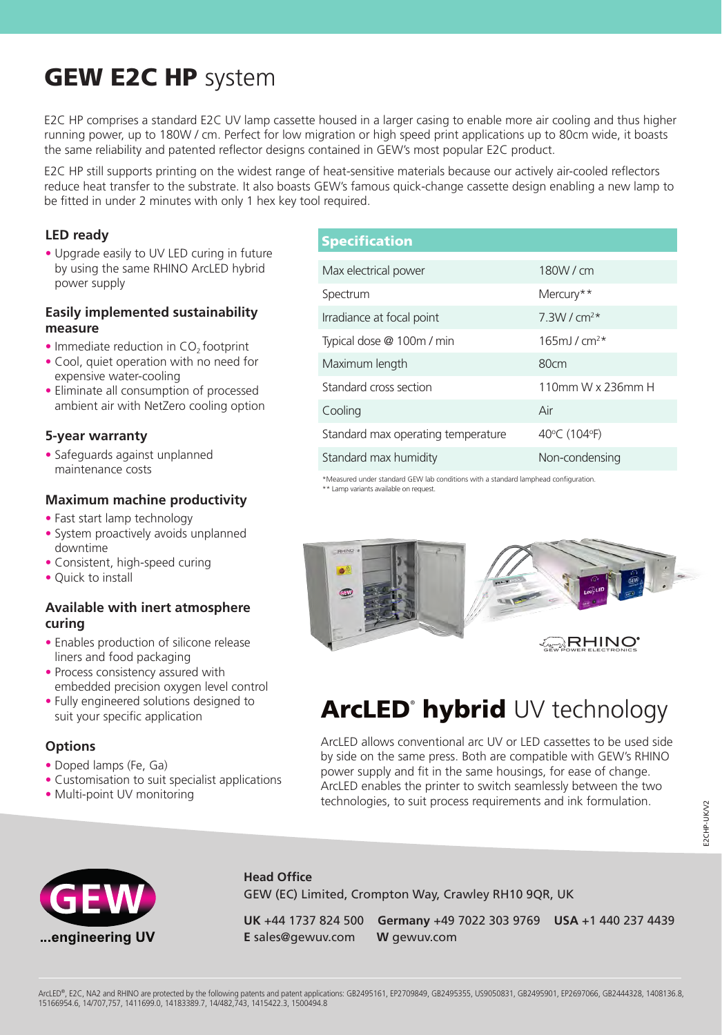# GEW E2C HP system

E2C HP comprises a standard E2C UV lamp cassette housed in a larger casing to enable more air cooling and thus higher running power, up to 180W / cm. Perfect for low migration or high speed print applications up to 80cm wide, it boasts the same reliability and patented reflector designs contained in GEW's most popular E2C product.

E2C HP still supports printing on the widest range of heat-sensitive materials because our actively air-cooled reflectors reduce heat transfer to the substrate. It also boasts GEW's famous quick-change cassette design enabling a new lamp to be fitted in under 2 minutes with only 1 hex key tool required.

### LED ready

- Upgrade easily to UV LED curing in future by using the same RHINO ArcLED hybrid power supply

### Easily implemented sustainability measure

- Immediate reduction in $CO_2$ footprint
- Cool, quiet operation with no need for expensive water-cooling
- Eliminate all consumption of processed ambient air with NetZero cooling option

### 5-year warranty

- Safeguards against unplanned maintenance costs

### Maximum machine productivity

- Fast start lamp technology
- System proactively avoids unplanned downtime
- Consistent, high-speed curing
- Quick to install

### Available with inert atmosphere curing

- Enables production of silicone release liners and food packaging
- Process consistency assured with embedded precision oxygen level control
- Fully engineered solutions designed to suit your specific application

### Options

- Doped lamps (Fe, Ga)
- Customisation to suit specialist applications
- Multi-point UV monitoring

### Specification

| | |
|---|---|
| Max electrical power | 180W / cm |
| Spectrum | Mercury** |
| Irradiance at focal point | 7.3W / cm²* |
| Typical dose @ 100m / min | 165mJ / cm²* |
| Maximum length | 80cm |
| Standard cross section | 110mm W x 236mm H |
| Cooling | Air |
| Standard max operating temperature | 40ºC (104ºF) |
| Standard max humidity | Non-condensing |

*Measured under standard GEW lab conditions with a standard lamphead configuration.
** Lamp variants available on request.

## ArcLED® hybrid UV technology

ArcLED allows conventional arc UV or LED cassettes to be used side by side on the same press. Both are compatible with GEW's RHINO power supply and fit in the same housings, for ease of change. ArcLED enables the printer to switch seamlessly between the two technologies, to suit process requirements and ink formulation.

E2CHP-UK/V2

GEW ...engineering UV

**Head Office**
GEW (EC) Limited, Crompton Way, Crawley RH10 9QR, UK

**UK** +44 1737 824 500 **Germany** +49 7022 303 9769 **USA** +1 440 237 4439
**E** sales@gewuv.com **W** gewuv.com

ArcLED®, E2C, NA2 and RHINO are protected by the following patents and patent applications: GB2495161, EP2709849, GB2495355, US9050831, GB2495901, EP2697066, GB2444328, 1408136.8, 15166954.6, 14/707,757, 1411699.0, 14183389.7, 14/482,743, 1415422.3, 1500494.8